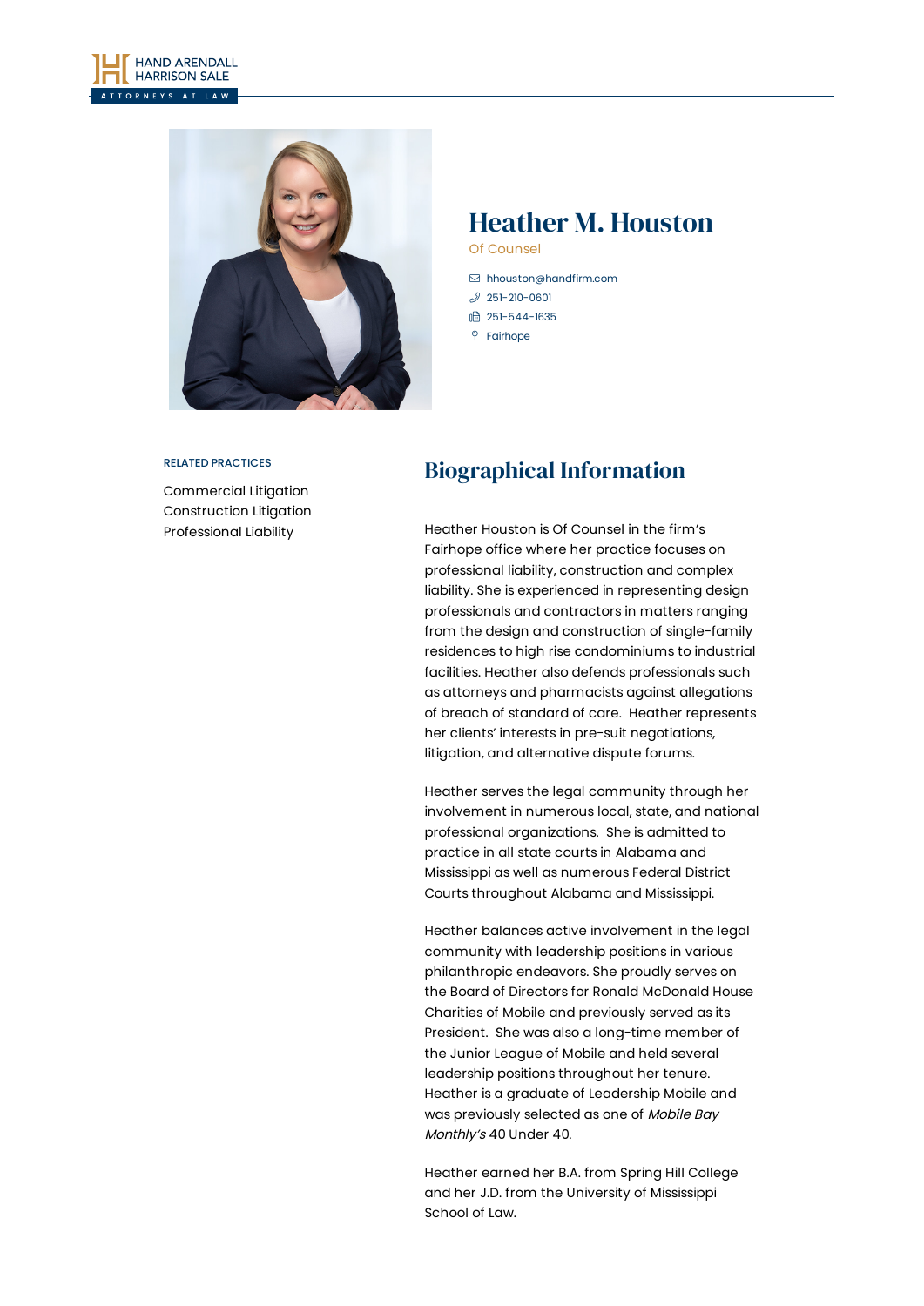HAND ARENDALL HARRISON SALE
ATTORNEYS AT LAW

# Heather M. Houston

Of Counsel

hhouston@handfirm.com
251-210-0601
251-544-1635
Fairhope

RELATED PRACTICES

Commercial Litigation
Construction Litigation
Professional Liability

## Biographical Information

Heather Houston is Of Counsel in the firm's Fairhope office where her practice focuses on professional liability, construction and complex liability. She is experienced in representing design professionals and contractors in matters ranging from the design and construction of single-family residences to high rise condominiums to industrial facilities. Heather also defends professionals such as attorneys and pharmacists against allegations of breach of standard of care. Heather represents her clients' interests in pre-suit negotiations, litigation, and alternative dispute forums.

Heather serves the legal community through her involvement in numerous local, state, and national professional organizations. She is admitted to practice in all state courts in Alabama and Mississippi as well as numerous Federal District Courts throughout Alabama and Mississippi.

Heather balances active involvement in the legal community with leadership positions in various philanthropic endeavors. She proudly serves on the Board of Directors for Ronald McDonald House Charities of Mobile and previously served as its President. She was also a long-time member of the Junior League of Mobile and held several leadership positions throughout her tenure. Heather is a graduate of Leadership Mobile and was previously selected as one of *Mobile Bay Monthly's* 40 Under 40.

Heather earned her B.A. from Spring Hill College and her J.D. from the University of Mississippi School of Law.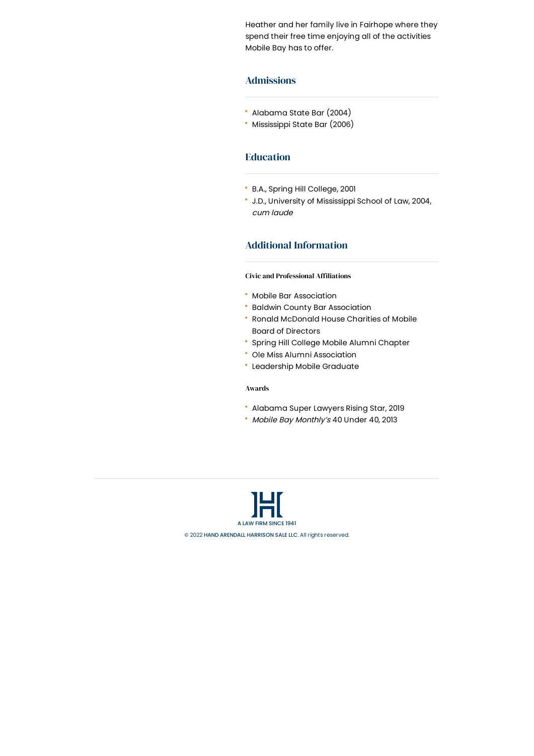Heather and her family live in Fairhope where they spend their free time enjoying all of the activities Mobile Bay has to offer.

## Admissions

- Alabama State Bar (2004)
- Mississippi State Bar (2006)

## Education

- B.A., Spring Hill College, 2001
- J.D., University of Mississippi School of Law, 2004, *cum laude*

## Additional Information

### Civic and Professional Affiliations

- Mobile Bar Association
- Baldwin County Bar Association
- Ronald McDonald House Charities of Mobile Board of Directors
- Spring Hill College Mobile Alumni Chapter
- Ole Miss Alumni Association
- Leadership Mobile Graduate

### Awards

- Alabama Super Lawyers Rising Star, 2019
- *Mobile Bay Monthly's* 40 Under 40, 2013

A LAW FIRM SINCE 1941

© 2022 HAND ARENDALL HARRISON SALE LLC. All rights reserved.